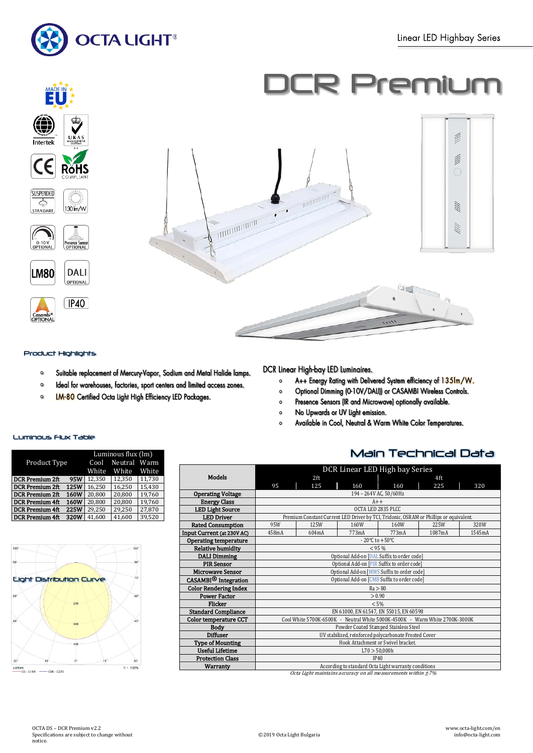# DCR Premium

Linear LED Highbay Series

MADE IN EU

Intertek · UKAS · CE · RoHS COMPLIANT · SUSPENDED STANDART · 130lm/W · 0-10V OPTIONAL · Presence Sensor OPTIONAL · LM80 · DALI OPTIONAL · Casambi OPTIONAL · IP40

## Product Highlights

- Suitable replacement of Mercury-Vapor, Sodium and Metal Halide lamps.
- Ideal for warehouses, factories, sport centers and limited access zones.
- LM-80 Certified Octa Light High Efficiency LED Packages.

DCR Linear High-bay LED Luminaires.

- A++ Energy Rating with Delivered System efficiency of 135lm/W.
- Optional Dimming (0-10V/DALI) or CASAMBI Wireless Controls.
- Presence Sensors (IR and Microwave) optionally available.
- No Upwards or UV Light emission.
- Available in Cool, Neutral & Warm White Color Temperatures.

## Luminous Flux Table

| Product Type | | Luminous flux (lm) Cool White | Neutral White | Warm White |
|---|---|---|---|---|
| DCR Premium 2ft | 95W | 12,350 | 12,350 | 11,730 |
| DCR Premium 2ft | 125W | 16,250 | 16,250 | 15,430 |
| DCR Premium 2ft | 160W | 20,800 | 20,800 | 19,760 |
| DCR Premium 4ft | 160W | 20,800 | 20,800 | 19,760 |
| DCR Premium 4ft | 225W | 29,250 | 29,250 | 27,870 |
| DCR Premium 4ft | 320W | 41,600 | 41,600 | 39,520 |

## Light Distribution Curve

## Main Technical Data

| Models | DCR Linear LED High bay Series 2ft 95 | 2ft 125 | 2ft 160 | 4ft 160 | 4ft 225 | 4ft 320 |
|---|---|---|---|---|---|---|
| Operating Voltage | 194 – 264V AC, 50/60Hz | | | | | |
| Energy Class | A++ | | | | | |
| LED Light Source | OCTA LED 2835 PLCC | | | | | |
| LED Driver | Premium Constant Current LED Driver by TCI, Tridonic, OSRAM or Phillips or equivalent. | | | | | |
| Rated Consumption | 95W | 125W | 160W | 160W | 225W | 320W |
| Input Current (at 230V AC) | 458mA | 604mA | 773mA | 773mA | 1087mA | 1545mA |
| Operating temperature | - 20°C to +50°C | | | | | |
| Relative humidity | < 95 % | | | | | |
| DALI Dimming | Optional Add-on [DAL Suffix to order code] | | | | | |
| PIR Sensor | Optional Add-on [PIR Suffix to order code] | | | | | |
| Microwave Sensor | Optional Add-on [MWS Suffix to order code] | | | | | |
| CASAMBI® Integration | Optional Add-on [CMB Suffix to order code] | | | | | |
| Color Rendering Index | Ra > 80 | | | | | |
| Power Factor | > 0.90 | | | | | |
| Flicker | < 5% | | | | | |
| Standard Compliance | EN 61000, EN 61547, EN 55015, EN 60598 | | | | | |
| Color temperature CCT | Cool White 5700K-6500K - Neutral White 5000K-4500K - Warm White 2700K-3000K | | | | | |
| Body | Powder Coated Stamped Stainless Steel | | | | | |
| Diffuser | UV stabilized, reinforced polycarbonate Frosted Cover | | | | | |
| Type of Mounting | Hook Attachment or Swivel bracket. | | | | | |
| Useful Lifetime | L70 > 50,000h | | | | | |
| Protection Class | IP40 | | | | | |
| Warranty | According to standard Octa Light warranty conditions | | | | | |

*Octa Light maintains accuracy on all measurements within ±7%*

OCTA DS – DCR Premium v2.2
Specifications are subject to change without notice.

©2019 Octa Light Bulgaria

www.octa-light.com/en
info@octa-light.com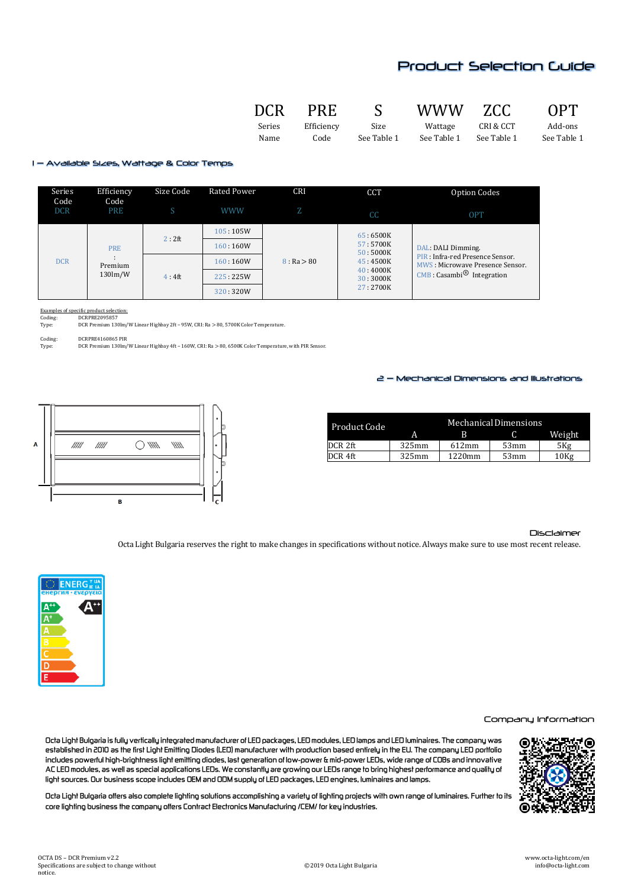# Product Selection Guide

| DCR | PRE | S | WWW | ZCC | OPT |
|---|---|---|---|---|---|
| Series Name | Efficiency Code | Size See Table 1 | Wattage See Table 1 | CRI & CCT See Table 1 | Add-ons See Table 1 |

## 1 – Available Sizes, Wattage & Color Temps

| Series Code DCR | Efficiency Code PRE | Size Code S | Rated Power WWW | CRI Z | CCT CC | Option Codes OPT |
|---|---|---|---|---|---|---|
| DCR | PRE : Premium 130lm/W | 2 : 2ft | 105 : 105W | 8 : Ra > 80 | 65 : 6500K<br>57 : 5700K<br>50 : 5000K<br>45 : 4500K<br>40 : 4000K<br>30 : 3000K<br>27 : 2700K | DAL: DALI Dimming.<br>PIR : Infra-red Presence Sensor.<br>MWS : Microwave Presence Sensor.<br>CMB : Casambi® Integration |
| | | | 160 : 160W | | | |
| | | 4 : 4ft | 160 : 160W | | | |
| | | | 225 : 225W | | | |
| | | | 320 : 320W | | | |

Examples of specific product selection:

Coding: DCRPRE2095857
Type: DCR Premium 130lm/W Linear Highbay 2ft – 95W, CRI: Ra > 80, 5700K Color Temperature.

Coding: DCRPRE4160865 PIR
Type: DCR Premium 130lm/W Linear Highbay 4ft – 160W, CRI: Ra > 80, 6500K Color Temperature, with PIR Sensor.

## 2 – Mechanical Dimensions and Illustrations

A

B

C

| Product Code | Mechanical Dimensions A | B | C | Weight |
|---|---|---|---|---|
| DCR 2ft | 325mm | 612mm | 53mm | 5Kg |
| DCR 4ft | 325mm | 1220mm | 53mm | 10Kg |

### Disclaimer

Octa Light Bulgaria reserves the right to make changes in specifications without notice. Always make sure to use most recent release.

ENERG
A++
A+
A
B
C
D
E
A++

### Company Information

Octa Light Bulgaria is fully vertically integrated manufacturer of LED packages, LED modules, LED lamps and LED luminaires. The company was established in 2010 as the first Light Emitting Diodes (LED) manufacturer with production based entirely in the EU. The company LED portfolio includes powerful high-brightness light emitting diodes, last generation of low-power & mid-power LEDs, wide range of COBs and innovative AC LED modules, as well as special applications LEDs. Our business scope includes OEM and ODM supply of LED packages, LED engines, luminaires and lamps.

Octa Light Bulgaria offers also complete lighting solutions accomplishing a variety of lighting projects with own range of luminaires. Further to its core lighting business the company offers Contract Electronics Manufacturing /CEM/ for key industries.

OCTA DS – DCR Premium v2.2
Specifications are subject to change without notice.

©2019 Octa Light Bulgaria

www.octa-light.com/en
info@octa-light.com